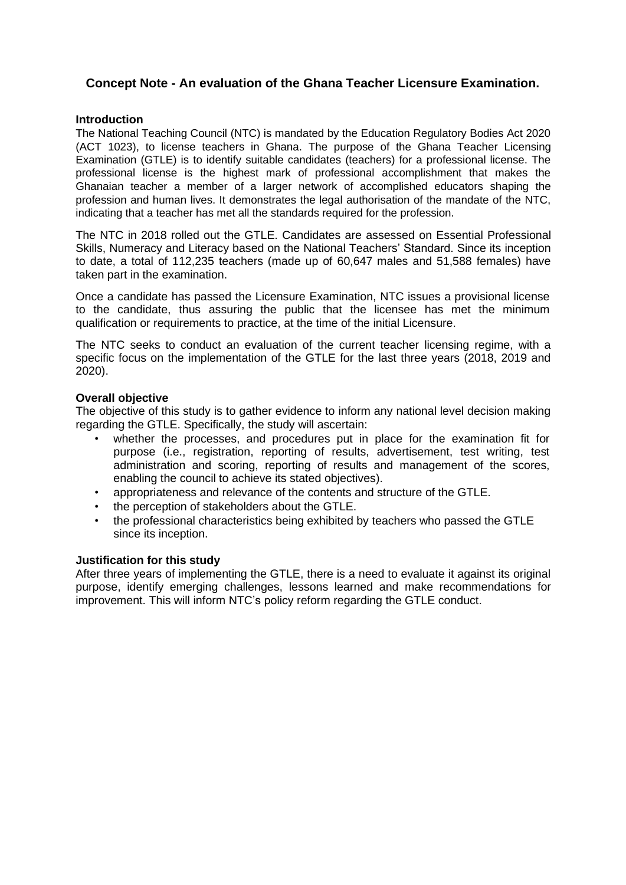# Concept Note - An evaluation of the Ghana Teacher Licensure Examination.

## Introduction

The National Teaching Council (NTC) is mandated by the Education Regulatory Bodies Act 2020 (ACT 1023), to license teachers in Ghana. The purpose of the Ghana Teacher Licensing Examination (GTLE) is to identify suitable candidates (teachers) for a professional license. The professional license is the highest mark of professional accomplishment that makes the Ghanaian teacher a member of a larger network of accomplished educators shaping the profession and human lives. It demonstrates the legal authorisation of the mandate of the NTC, indicating that a teacher has met all the standards required for the profession.

The NTC in 2018 rolled out the GTLE. Candidates are assessed on Essential Professional Skills, Numeracy and Literacy based on the National Teachers' Standard. Since its inception to date, a total of 112,235 teachers (made up of 60,647 males and 51,588 females) have taken part in the examination.

Once a candidate has passed the Licensure Examination, NTC issues a provisional license to the candidate, thus assuring the public that the licensee has met the minimum qualification or requirements to practice, at the time of the initial Licensure.

The NTC seeks to conduct an evaluation of the current teacher licensing regime, with a specific focus on the implementation of the GTLE for the last three years (2018, 2019 and 2020).

## Overall objective

The objective of this study is to gather evidence to inform any national level decision making regarding the GTLE. Specifically, the study will ascertain:

- whether the processes, and procedures put in place for the examination fit for purpose (i.e., registration, reporting of results, advertisement, test writing, test administration and scoring, reporting of results and management of the scores, enabling the council to achieve its stated objectives).
- appropriateness and relevance of the contents and structure of the GTLE.
- the perception of stakeholders about the GTLE.
- the professional characteristics being exhibited by teachers who passed the GTLE since its inception.

## Justification for this study

After three years of implementing the GTLE, there is a need to evaluate it against its original purpose, identify emerging challenges, lessons learned and make recommendations for improvement. This will inform NTC's policy reform regarding the GTLE conduct.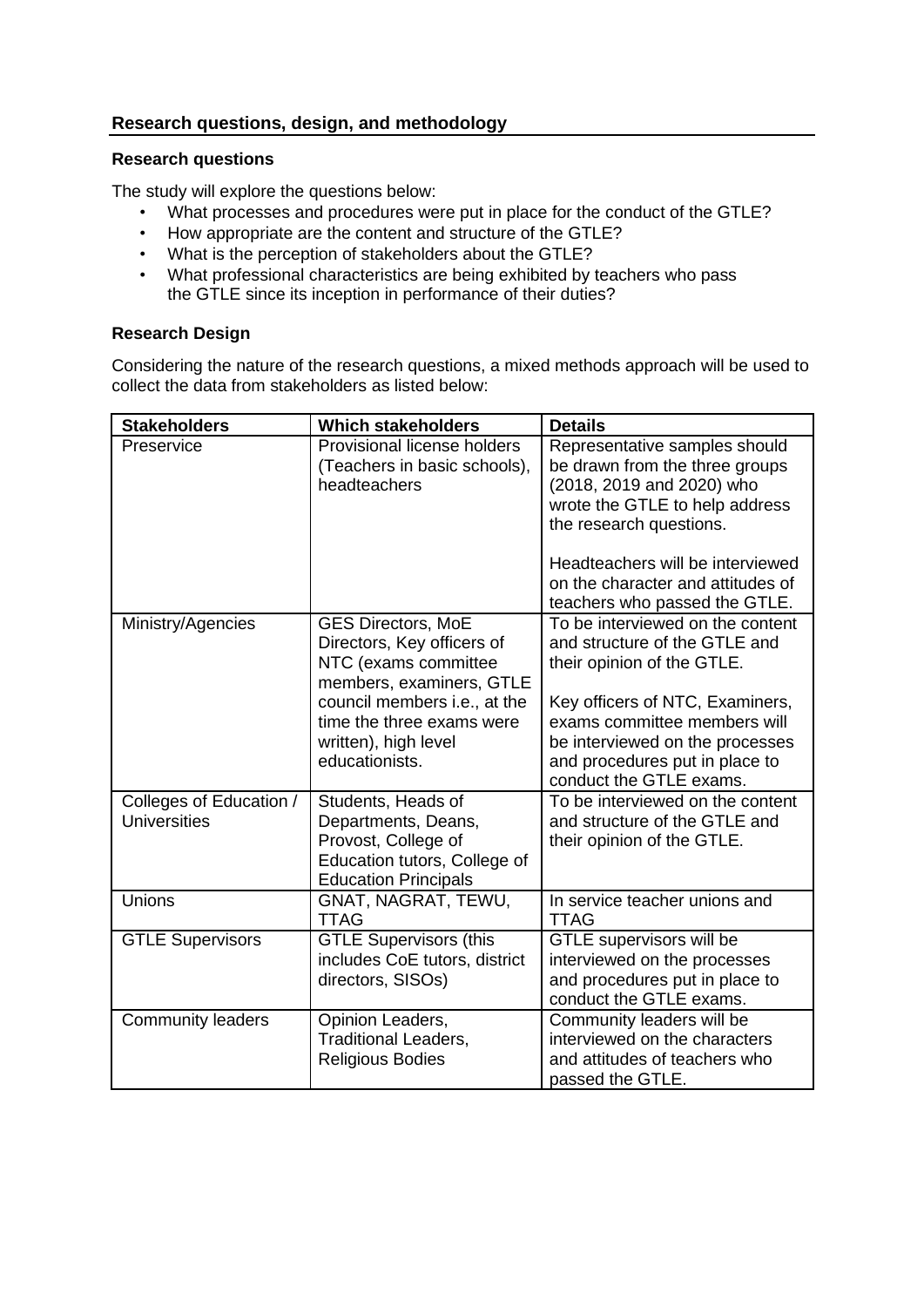## Research questions, design, and methodology

### Research questions

The study will explore the questions below:

- What processes and procedures were put in place for the conduct of the GTLE?
- How appropriate are the content and structure of the GTLE?
- What is the perception of stakeholders about the GTLE?
- What professional characteristics are being exhibited by teachers who pass the GTLE since its inception in performance of their duties?

### Research Design

Considering the nature of the research questions, a mixed methods approach will be used to collect the data from stakeholders as listed below:

| Stakeholders | Which stakeholders | Details |
| --- | --- | --- |
| Preservice | Provisional license holders (Teachers in basic schools), headteachers | Representative samples should be drawn from the three groups (2018, 2019 and 2020) who wrote the GTLE to help address the research questions.<br><br>Headteachers will be interviewed on the character and attitudes of teachers who passed the GTLE. |
| Ministry/Agencies | GES Directors, MoE Directors, Key officers of NTC (exams committee members, examiners, GTLE council members i.e., at the time the three exams were written), high level educationists. | To be interviewed on the content and structure of the GTLE and their opinion of the GTLE.<br><br>Key officers of NTC, Examiners, exams committee members will be interviewed on the processes and procedures put in place to conduct the GTLE exams. |
| Colleges of Education / Universities | Students, Heads of Departments, Deans, Provost, College of Education tutors, College of Education Principals | To be interviewed on the content and structure of the GTLE and their opinion of the GTLE. |
| Unions | GNAT, NAGRAT, TEWU, TTAG | In service teacher unions and TTAG |
| GTLE Supervisors | GTLE Supervisors (this includes CoE tutors, district directors, SISOs) | GTLE supervisors will be interviewed on the processes and procedures put in place to conduct the GTLE exams. |
| Community leaders | Opinion Leaders, Traditional Leaders, Religious Bodies | Community leaders will be interviewed on the characters and attitudes of teachers who passed the GTLE. |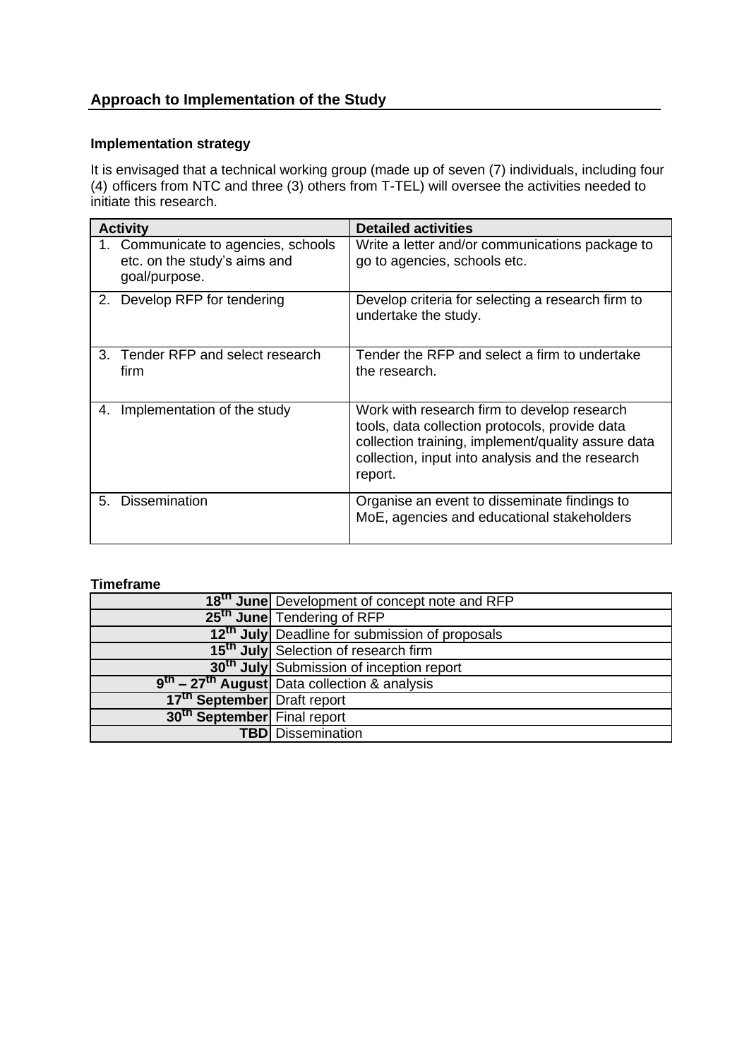## Approach to Implementation of the Study

### Implementation strategy

It is envisaged that a technical working group (made up of seven (7) individuals, including four (4) officers from NTC and three (3) others from T-TEL) will oversee the activities needed to initiate this research.

| Activity | Detailed activities |
|---|---|
| 1. Communicate to agencies, schools etc. on the study's aims and goal/purpose. | Write a letter and/or communications package to go to agencies, schools etc. |
| 2. Develop RFP for tendering | Develop criteria for selecting a research firm to undertake the study. |
| 3. Tender RFP and select research firm | Tender the RFP and select a firm to undertake the research. |
| 4. Implementation of the study | Work with research firm to develop research tools, data collection protocols, provide data collection training, implement/quality assure data collection, input into analysis and the research report. |
| 5. Dissemination | Organise an event to disseminate findings to MoE, agencies and educational stakeholders |

### Timeframe

| | |
|---|---|
| **18th June** | Development of concept note and RFP |
| **25th June** | Tendering of RFP |
| **12th July** | Deadline for submission of proposals |
| **15th July** | Selection of research firm |
| **30th July** | Submission of inception report |
| **9th – 27th August** | Data collection & analysis |
| **17th September** | Draft report |
| **30th September** | Final report |
| **TBD** | Dissemination |